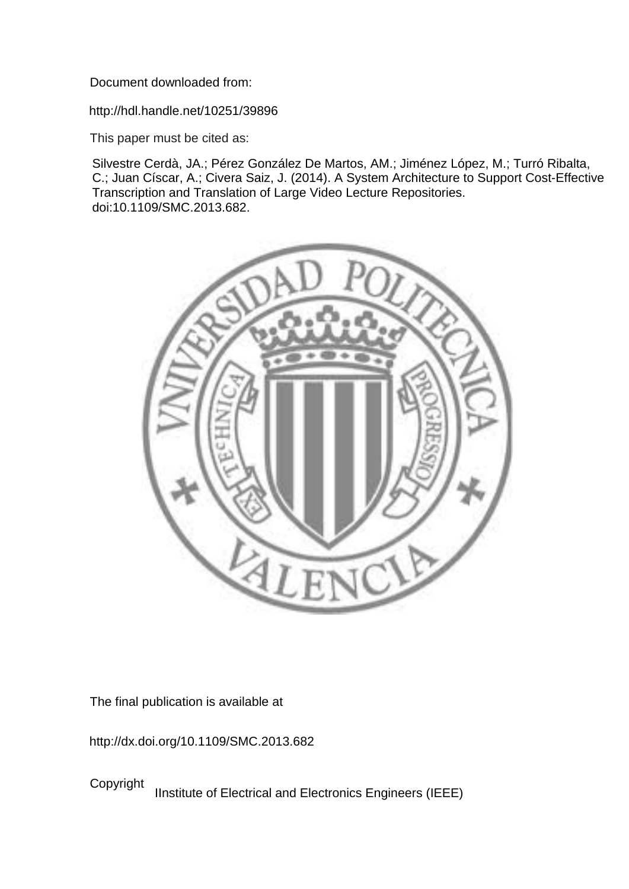Document downloaded from:

http://hdl.handle.net/10251/39896

This paper must be cited as:

Silvestre Cerdà, JA.; Pérez González De Martos, AM.; Jiménez López, M.; Turró Ribalta, C.; Juan Císcar, A.; Civera Saiz, J. (2014). A System Architecture to Support Cost-Effective Transcription and Translation of Large Video Lecture Repositories. doi:10.1109/SMC.2013.682.

The final publication is available at

http://dx.doi.org/10.1109/SMC.2013.682

Copyright IInstitute of Electrical and Electronics Engineers (IEEE)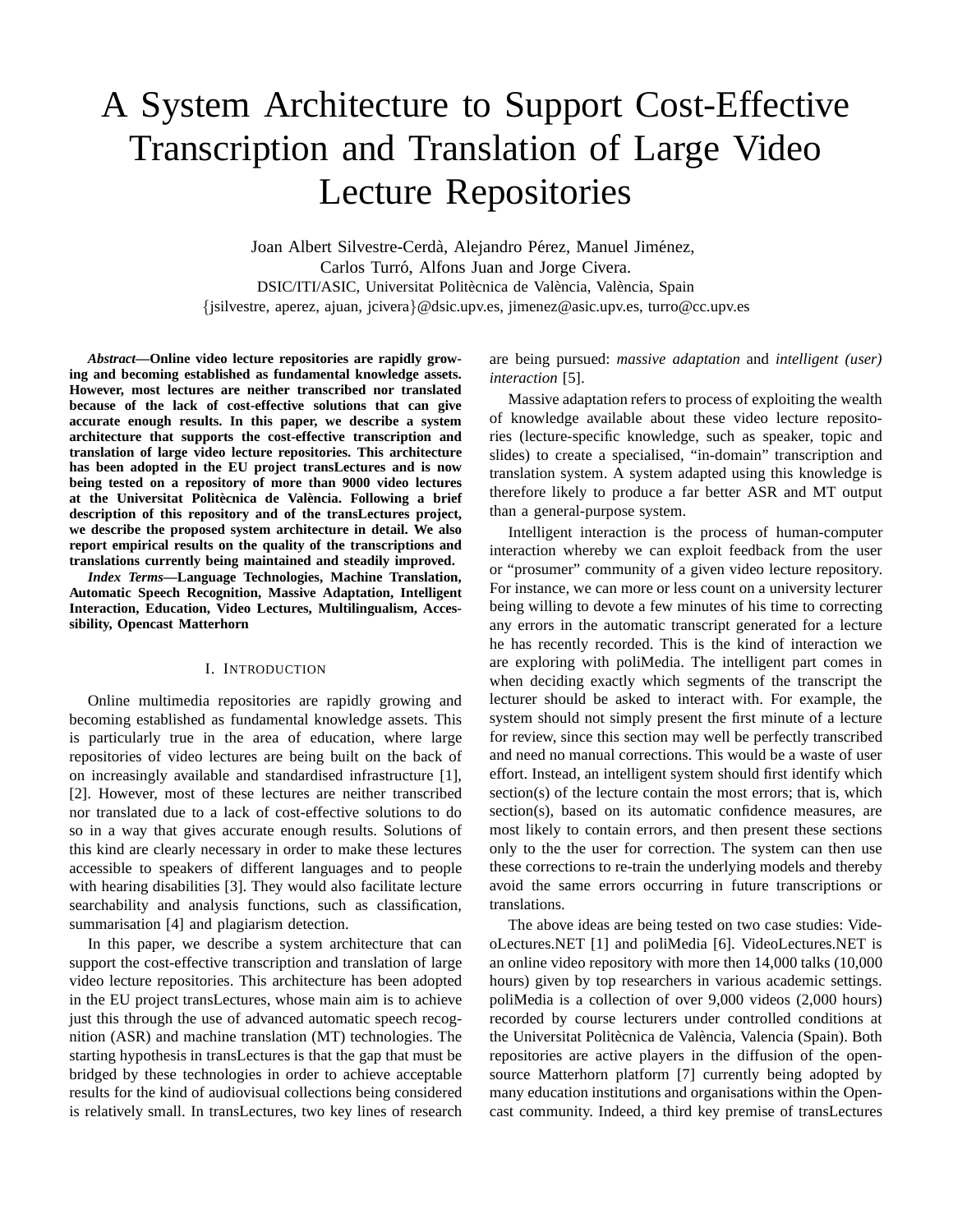# A System Architecture to Support Cost-Effective Transcription and Translation of Large Video Lecture Repositories

Joan Albert Silvestre-Cerdà, Alejandro Pérez, Manuel Jiménez, Carlos Turró, Alfons Juan and Jorge Civera.
DSIC/ITI/ASIC, Universitat Politècnica de València, València, Spain
{jsilvestre, aperez, ajuan, jcivera}@dsic.upv.es, jimenez@asic.upv.es, turro@cc.upv.es

***Abstract*—Online video lecture repositories are rapidly growing and becoming established as fundamental knowledge assets. However, most lectures are neither transcribed nor translated because of the lack of cost-effective solutions that can give accurate enough results. In this paper, we describe a system architecture that supports the cost-effective transcription and translation of large video lecture repositories. This architecture has been adopted in the EU project transLectures and is now being tested on a repository of more than 9000 video lectures at the Universitat Politècnica de València. Following a brief description of this repository and of the transLectures project, we describe the proposed system architecture in detail. We also report empirical results on the quality of the transcriptions and translations currently being maintained and steadily improved.**

***Index Terms*—Language Technologies, Machine Translation, Automatic Speech Recognition, Massive Adaptation, Intelligent Interaction, Education, Video Lectures, Multilingualism, Accessibility, Opencast Matterhorn**

## I. Introduction

Online multimedia repositories are rapidly growing and becoming established as fundamental knowledge assets. This is particularly true in the area of education, where large repositories of video lectures are being built on the back of on increasingly available and standardised infrastructure [1], [2]. However, most of these lectures are neither transcribed nor translated due to a lack of cost-effective solutions to do so in a way that gives accurate enough results. Solutions of this kind are clearly necessary in order to make these lectures accessible to speakers of different languages and to people with hearing disabilities [3]. They would also facilitate lecture searchability and analysis functions, such as classification, summarisation [4] and plagiarism detection.

In this paper, we describe a system architecture that can support the cost-effective transcription and translation of large video lecture repositories. This architecture has been adopted in the EU project transLectures, whose main aim is to achieve just this through the use of advanced automatic speech recognition (ASR) and machine translation (MT) technologies. The starting hypothesis in transLectures is that the gap that must be bridged by these technologies in order to achieve acceptable results for the kind of audiovisual collections being considered is relatively small. In transLectures, two key lines of research are being pursued: *massive adaptation* and *intelligent (user) interaction* [5].

Massive adaptation refers to process of exploiting the wealth of knowledge available about these video lecture repositories (lecture-specific knowledge, such as speaker, topic and slides) to create a specialised, "in-domain" transcription and translation system. A system adapted using this knowledge is therefore likely to produce a far better ASR and MT output than a general-purpose system.

Intelligent interaction is the process of human-computer interaction whereby we can exploit feedback from the user or "prosumer" community of a given video lecture repository. For instance, we can more or less count on a university lecturer being willing to devote a few minutes of his time to correcting any errors in the automatic transcript generated for a lecture he has recently recorded. This is the kind of interaction we are exploring with poliMedia. The intelligent part comes in when deciding exactly which segments of the transcript the lecturer should be asked to interact with. For example, the system should not simply present the first minute of a lecture for review, since this section may well be perfectly transcribed and need no manual corrections. This would be a waste of user effort. Instead, an intelligent system should first identify which section(s) of the lecture contain the most errors; that is, which section(s), based on its automatic confidence measures, are most likely to contain errors, and then present these sections only to the the user for correction. The system can then use these corrections to re-train the underlying models and thereby avoid the same errors occurring in future transcriptions or translations.

The above ideas are being tested on two case studies: VideoLectures.NET [1] and poliMedia [6]. VideoLectures.NET is an online video repository with more then 14,000 talks (10,000 hours) given by top researchers in various academic settings. poliMedia is a collection of over 9,000 videos (2,000 hours) recorded by course lecturers under controlled conditions at the Universitat Politècnica de València, Valencia (Spain). Both repositories are active players in the diffusion of the open-source Matterhorn platform [7] currently being adopted by many education institutions and organisations within the Opencast community. Indeed, a third key premise of transLectures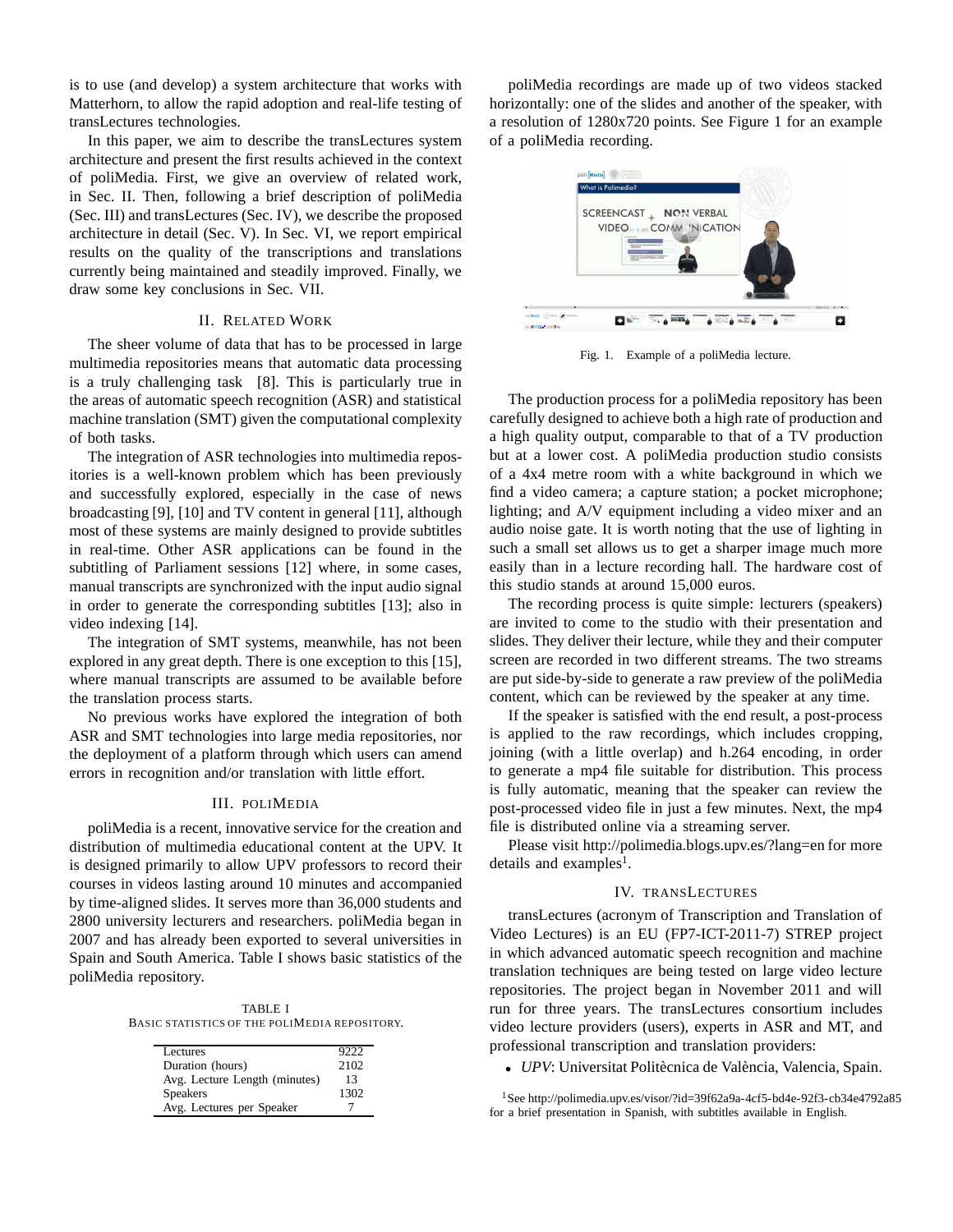is to use (and develop) a system architecture that works with Matterhorn, to allow the rapid adoption and real-life testing of transLectures technologies.

In this paper, we aim to describe the transLectures system architecture and present the first results achieved in the context of poliMedia. First, we give an overview of related work, in Sec. II. Then, following a brief description of poliMedia (Sec. III) and transLectures (Sec. IV), we describe the proposed architecture in detail (Sec. V). In Sec. VI, we report empirical results on the quality of the transcriptions and translations currently being maintained and steadily improved. Finally, we draw some key conclusions in Sec. VII.

## II. Related Work

The sheer volume of data that has to be processed in large multimedia repositories means that automatic data processing is a truly challenging task [8]. This is particularly true in the areas of automatic speech recognition (ASR) and statistical machine translation (SMT) given the computational complexity of both tasks.

The integration of ASR technologies into multimedia repositories is a well-known problem which has been previously and successfully explored, especially in the case of news broadcasting [9], [10] and TV content in general [11], although most of these systems are mainly designed to provide subtitles in real-time. Other ASR applications can be found in the subtitling of Parliament sessions [12] where, in some cases, manual transcripts are synchronized with the input audio signal in order to generate the corresponding subtitles [13]; also in video indexing [14].

The integration of SMT systems, meanwhile, has not been explored in any great depth. There is one exception to this [15], where manual transcripts are assumed to be available before the translation process starts.

No previous works have explored the integration of both ASR and SMT technologies into large media repositories, nor the deployment of a platform through which users can amend errors in recognition and/or translation with little effort.

## III. poliMedia

poliMedia is a recent, innovative service for the creation and distribution of multimedia educational content at the UPV. It is designed primarily to allow UPV professors to record their courses in videos lasting around 10 minutes and accompanied by time-aligned slides. It serves more than 36,000 students and 2800 university lecturers and researchers. poliMedia began in 2007 and has already been exported to several universities in Spain and South America. Table I shows basic statistics of the poliMedia repository.

TABLE I
Basic statistics of the poliMedia repository.

| | |
|---|---|
| Lectures | 9222 |
| Duration (hours) | 2102 |
| Avg. Lecture Length (minutes) | 13 |
| Speakers | 1302 |
| Avg. Lectures per Speaker | 7 |

poliMedia recordings are made up of two videos stacked horizontally: one of the slides and another of the speaker, with a resolution of 1280x720 points. See Figure 1 for an example of a poliMedia recording.

Fig. 1. Example of a poliMedia lecture.

The production process for a poliMedia repository has been carefully designed to achieve both a high rate of production and a high quality output, comparable to that of a TV production but at a lower cost. A poliMedia production studio consists of a 4x4 metre room with a white background in which we find a video camera; a capture station; a pocket microphone; lighting; and A/V equipment including a video mixer and an audio noise gate. It is worth noting that the use of lighting in such a small set allows us to get a sharper image much more easily than in a lecture recording hall. The hardware cost of this studio stands at around 15,000 euros.

The recording process is quite simple: lecturers (speakers) are invited to come to the studio with their presentation and slides. They deliver their lecture, while they and their computer screen are recorded in two different streams. The two streams are put side-by-side to generate a raw preview of the poliMedia content, which can be reviewed by the speaker at any time.

If the speaker is satisfied with the end result, a post-process is applied to the raw recordings, which includes cropping, joining (with a little overlap) and h.264 encoding, in order to generate a mp4 file suitable for distribution. This process is fully automatic, meaning that the speaker can review the post-processed video file in just a few minutes. Next, the mp4 file is distributed online via a streaming server.

Please visit http://polimedia.blogs.upv.es/?lang=en for more details and examples[1].

## IV. transLectures

transLectures (acronym of Transcription and Translation of Video Lectures) is an EU (FP7-ICT-2011-7) STREP project in which advanced automatic speech recognition and machine translation techniques are being tested on large video lecture repositories. The project began in November 2011 and will run for three years. The transLectures consortium includes video lecture providers (users), experts in ASR and MT, and professional transcription and translation providers:

- *UPV*: Universitat Politècnica de València, Valencia, Spain.

[1] See http://polimedia.upv.es/visor/?id=39f62a9a-4cf5-bd4e-92f3-cb34e4792a85 for a brief presentation in Spanish, with subtitles available in English.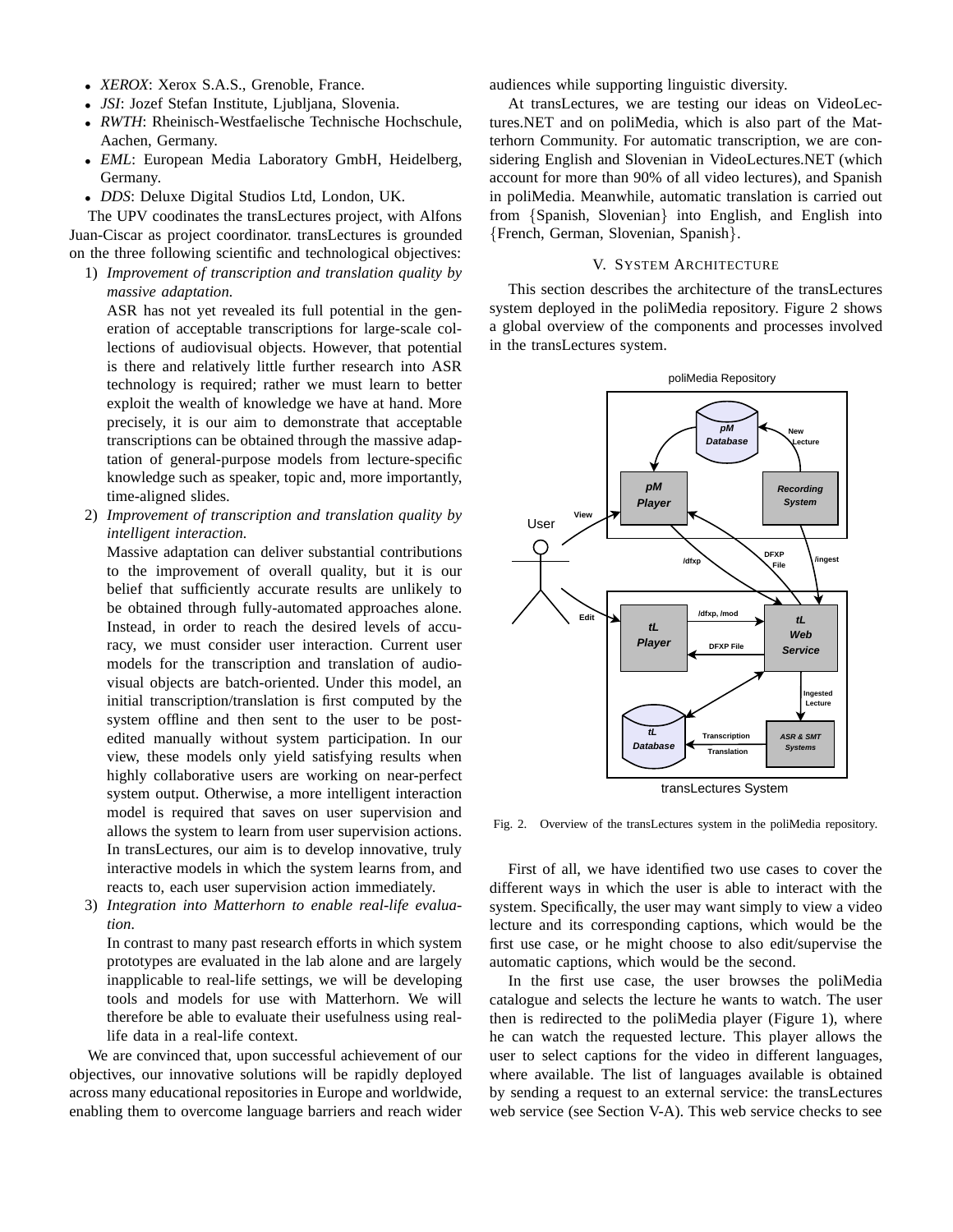- *XEROX*: Xerox S.A.S., Grenoble, France.
- *JSI*: Jozef Stefan Institute, Ljubljana, Slovenia.
- *RWTH*: Rheinisch-Westfaelische Technische Hochschule, Aachen, Germany.
- *EML*: European Media Laboratory GmbH, Heidelberg, Germany.
- *DDS*: Deluxe Digital Studios Ltd, London, UK.

The UPV coodinates the transLectures project, with Alfons Juan-Ciscar as project coordinator. transLectures is grounded on the three following scientific and technological objectives:

1) *Improvement of transcription and translation quality by massive adaptation.*

   ASR has not yet revealed its full potential in the generation of acceptable transcriptions for large-scale collections of audiovisual objects. However, that potential is there and relatively little further research into ASR technology is required; rather we must learn to better exploit the wealth of knowledge we have at hand. More precisely, it is our aim to demonstrate that acceptable transcriptions can be obtained through the massive adaptation of general-purpose models from lecture-specific knowledge such as speaker, topic and, more importantly, time-aligned slides.

2) *Improvement of transcription and translation quality by intelligent interaction.*

   Massive adaptation can deliver substantial contributions to the improvement of overall quality, but it is our belief that sufficiently accurate results are unlikely to be obtained through fully-automated approaches alone. Instead, in order to reach the desired levels of accuracy, we must consider user interaction. Current user models for the transcription and translation of audiovisual objects are batch-oriented. Under this model, an initial transcription/translation is first computed by the system offline and then sent to the user to be post-edited manually without system participation. In our view, these models only yield satisfying results when highly collaborative users are working on near-perfect system output. Otherwise, a more intelligent interaction model is required that saves on user supervision and allows the system to learn from user supervision actions. In transLectures, our aim is to develop innovative, truly interactive models in which the system learns from, and reacts to, each user supervision action immediately.

3) *Integration into Matterhorn to enable real-life evaluation.*

   In contrast to many past research efforts in which system prototypes are evaluated in the lab alone and are largely inapplicable to real-life settings, we will be developing tools and models for use with Matterhorn. We will therefore be able to evaluate their usefulness using real-life data in a real-life context.

We are convinced that, upon successful achievement of our objectives, our innovative solutions will be rapidly deployed across many educational repositories in Europe and worldwide, enabling them to overcome language barriers and reach wider audiences while supporting linguistic diversity.

At transLectures, we are testing our ideas on VideoLectures.NET and on poliMedia, which is also part of the Matterhorn Community. For automatic transcription, we are considering English and Slovenian in VideoLectures.NET (which account for more than 90% of all video lectures), and Spanish in poliMedia. Meanwhile, automatic translation is carried out from {Spanish, Slovenian} into English, and English into {French, German, Slovenian, Spanish}.

## V. System Architecture

This section describes the architecture of the transLectures system deployed in the poliMedia repository. Figure 2 shows a global overview of the components and processes involved in the transLectures system.

poliMedia Repository
pM Database
New Lecture
pM Player
Recording System
User
View
DFXP File
/dfxp
/ingest
Edit
tL Player
/dfxp, /mod
tL Web Service
DFXP File
Ingested Lecture
tL Database
Transcription
Translation
ASR & SMT Systems
transLectures System

Fig. 2. Overview of the transLectures system in the poliMedia repository.

First of all, we have identified two use cases to cover the different ways in which the user is able to interact with the system. Specifically, the user may want simply to view a video lecture and its corresponding captions, which would be the first use case, or he might choose to also edit/supervise the automatic captions, which would be the second.

In the first use case, the user browses the poliMedia catalogue and selects the lecture he wants to watch. The user then is redirected to the poliMedia player (Figure 1), where he can watch the requested lecture. This player allows the user to select captions for the video in different languages, where available. The list of languages available is obtained by sending a request to an external service: the transLectures web service (see Section V-A). This web service checks to see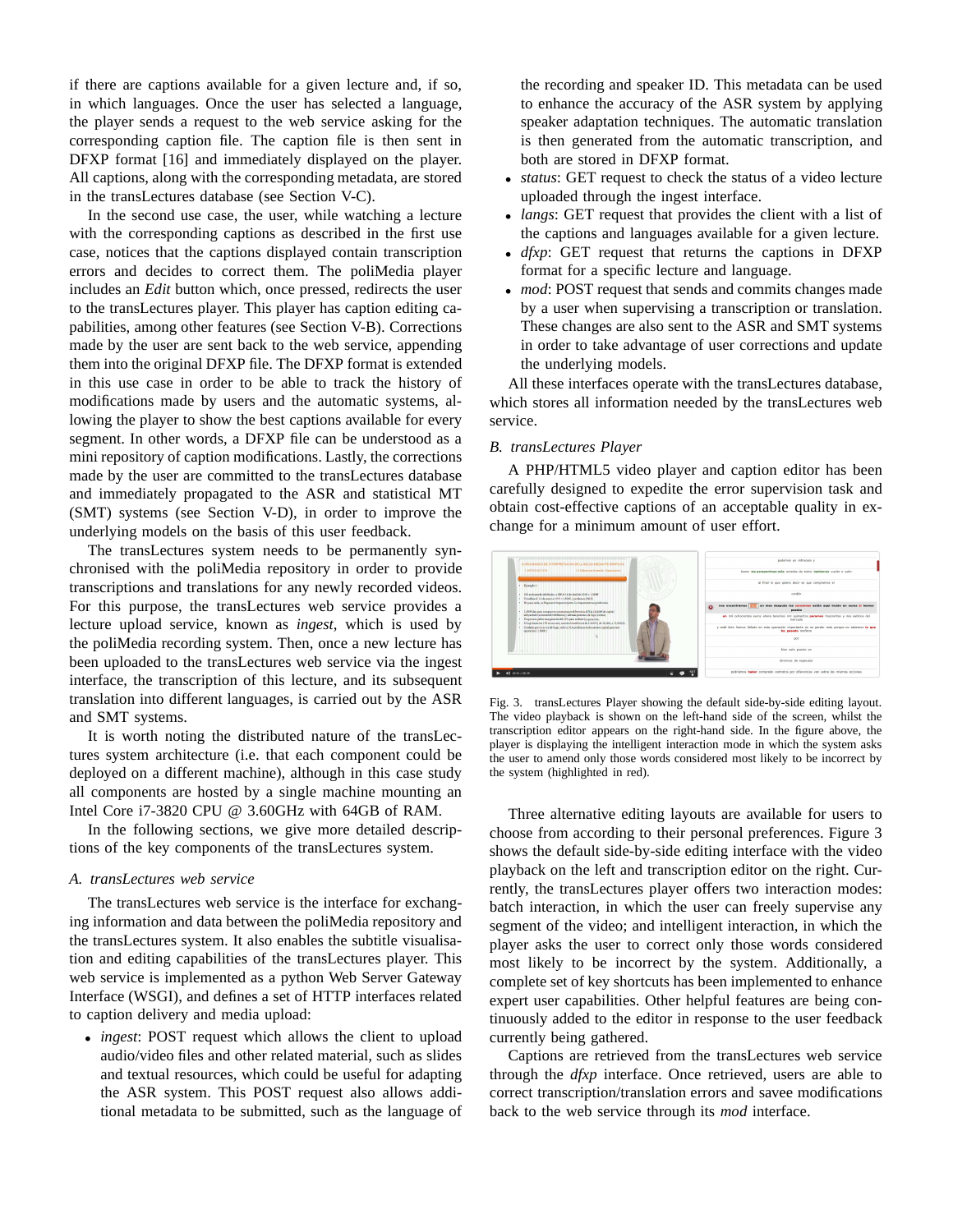if there are captions available for a given lecture and, if so, in which languages. Once the user has selected a language, the player sends a request to the web service asking for the corresponding caption file. The caption file is then sent in DFXP format [16] and immediately displayed on the player. All captions, along with the corresponding metadata, are stored in the transLectures database (see Section V-C).

In the second use case, the user, while watching a lecture with the corresponding captions as described in the first use case, notices that the captions displayed contain transcription errors and decides to correct them. The poliMedia player includes an *Edit* button which, once pressed, redirects the user to the transLectures player. This player has caption editing capabilities, among other features (see Section V-B). Corrections made by the user are sent back to the web service, appending them into the original DFXP file. The DFXP format is extended in this use case in order to be able to track the history of modifications made by users and the automatic systems, allowing the player to show the best captions available for every segment. In other words, a DFXP file can be understood as a mini repository of caption modifications. Lastly, the corrections made by the user are committed to the transLectures database and immediately propagated to the ASR and statistical MT (SMT) systems (see Section V-D), in order to improve the underlying models on the basis of this user feedback.

The transLectures system needs to be permanently synchronised with the poliMedia repository in order to provide transcriptions and translations for any newly recorded videos. For this purpose, the transLectures web service provides a lecture upload service, known as *ingest*, which is used by the poliMedia recording system. Then, once a new lecture has been uploaded to the transLectures web service via the ingest interface, the transcription of this lecture, and its subsequent translation into different languages, is carried out by the ASR and SMT systems.

It is worth noting the distributed nature of the transLectures system architecture (i.e. that each component could be deployed on a different machine), although in this case study all components are hosted by a single machine mounting an Intel Core i7-3820 CPU @ 3.60GHz with 64GB of RAM.

In the following sections, we give more detailed descriptions of the key components of the transLectures system.

### A. transLectures web service

The transLectures web service is the interface for exchanging information and data between the poliMedia repository and the transLectures system. It also enables the subtitle visualisation and editing capabilities of the transLectures player. This web service is implemented as a python Web Server Gateway Interface (WSGI), and defines a set of HTTP interfaces related to caption delivery and media upload:

- *ingest*: POST request which allows the client to upload audio/video files and other related material, such as slides and textual resources, which could be useful for adapting the ASR system. This POST request also allows additional metadata to be submitted, such as the language of the recording and speaker ID. This metadata can be used to enhance the accuracy of the ASR system by applying speaker adaptation techniques. The automatic translation is then generated from the automatic transcription, and both are stored in DFXP format.
- *status*: GET request to check the status of a video lecture uploaded through the ingest interface.
- *langs*: GET request that provides the client with a list of the captions and languages available for a given lecture.
- *dfxp*: GET request that returns the captions in DFXP format for a specific lecture and language.
- *mod*: POST request that sends and commits changes made by a user when supervising a transcription or translation. These changes are also sent to the ASR and SMT systems in order to take advantage of user corrections and update the underlying models.

All these interfaces operate with the transLectures database, which stores all information needed by the transLectures web service.

### B. transLectures Player

A PHP/HTML5 video player and caption editor has been carefully designed to expedite the error supervision task and obtain cost-effective captions of an acceptable quality in exchange for a minimum amount of user effort.

Fig. 3. transLectures Player showing the default side-by-side editing layout. The video playback is shown on the left-hand side of the screen, whilst the transcription editor appears on the right-hand side. In the figure above, the player is displaying the intelligent interaction mode in which the system asks the user to amend only those words considered most likely to be incorrect by the system (highlighted in red).

Three alternative editing layouts are available for users to choose from according to their personal preferences. Figure 3 shows the default side-by-side editing interface with the video playback on the left and transcription editor on the right. Currently, the transLectures player offers two interaction modes: batch interaction, in which the user can freely supervise any segment of the video; and intelligent interaction, in which the player asks the user to correct only those words considered most likely to be incorrect by the system. Additionally, a complete set of key shortcuts has been implemented to enhance expert user capabilities. Other helpful features are being continuously added to the editor in response to the user feedback currently being gathered.

Captions are retrieved from the transLectures web service through the *dfxp* interface. Once retrieved, users are able to correct transcription/translation errors and savee modifications back to the web service through its *mod* interface.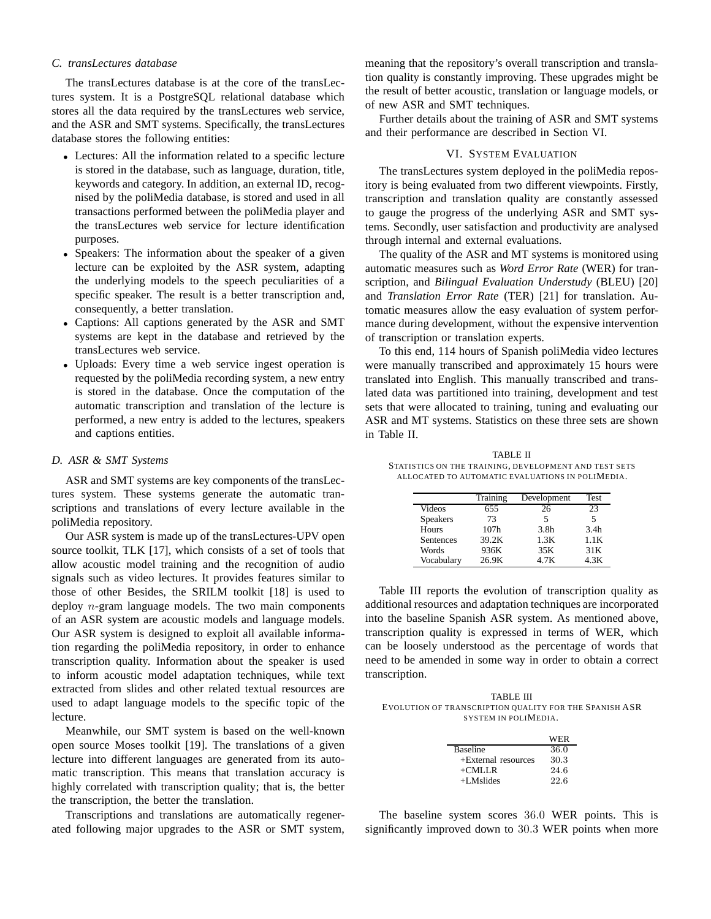### C. transLectures database

The transLectures database is at the core of the transLectures system. It is a PostgreSQL relational database which stores all the data required by the transLectures web service, and the ASR and SMT systems. Specifically, the transLectures database stores the following entities:

- Lectures: All the information related to a specific lecture is stored in the database, such as language, duration, title, keywords and category. In addition, an external ID, recognised by the poliMedia database, is stored and used in all transactions performed between the poliMedia player and the transLectures web service for lecture identification purposes.
- Speakers: The information about the speaker of a given lecture can be exploited by the ASR system, adapting the underlying models to the speech peculiarities of a specific speaker. The result is a better transcription and, consequently, a better translation.
- Captions: All captions generated by the ASR and SMT systems are kept in the database and retrieved by the transLectures web service.
- Uploads: Every time a web service ingest operation is requested by the poliMedia recording system, a new entry is stored in the database. Once the computation of the automatic transcription and translation of the lecture is performed, a new entry is added to the lectures, speakers and captions entities.

### D. ASR & SMT Systems

ASR and SMT systems are key components of the transLectures system. These systems generate the automatic transcriptions and translations of every lecture available in the poliMedia repository.

Our ASR system is made up of the transLectures-UPV open source toolkit, TLK [17], which consists of a set of tools that allow acoustic model training and the recognition of audio signals such as video lectures. It provides features similar to those of other Besides, the SRILM toolkit [18] is used to deploy $n$-gram language models. The two main components of an ASR system are acoustic models and language models. Our ASR system is designed to exploit all available information regarding the poliMedia repository, in order to enhance transcription quality. Information about the speaker is used to inform acoustic model adaptation techniques, while text extracted from slides and other related textual resources are used to adapt language models to the specific topic of the lecture.

Meanwhile, our SMT system is based on the well-known open source Moses toolkit [19]. The translations of a given lecture into different languages are generated from its automatic transcription. This means that translation accuracy is highly correlated with transcription quality; that is, the better the transcription, the better the translation.

Transcriptions and translations are automatically regenerated following major upgrades to the ASR or SMT system, meaning that the repository's overall transcription and translation quality is constantly improving. These upgrades might be the result of better acoustic, translation or language models, or of new ASR and SMT techniques.

Further details about the training of ASR and SMT systems and their performance are described in Section VI.

## VI. System Evaluation

The transLectures system deployed in the poliMedia repository is being evaluated from two different viewpoints. Firstly, transcription and translation quality are constantly assessed to gauge the progress of the underlying ASR and SMT systems. Secondly, user satisfaction and productivity are analysed through internal and external evaluations.

The quality of the ASR and MT systems is monitored using automatic measures such as *Word Error Rate* (WER) for transcription, and *Bilingual Evaluation Understudy* (BLEU) [20] and *Translation Error Rate* (TER) [21] for translation. Automatic measures allow the easy evaluation of system performance during development, without the expensive intervention of transcription or translation experts.

To this end, 114 hours of Spanish poliMedia video lectures were manually transcribed and approximately 15 hours were translated into English. This manually transcribed and translated data was partitioned into training, development and test sets that were allocated to training, tuning and evaluating our ASR and MT systems. Statistics on these three sets are shown in Table II.

TABLE II
Statistics on the training, development and test sets allocated to automatic evaluations in poliMedia.

| | Training | Development | Test |
|---|---|---|---|
| Videos | 655 | 26 | 23 |
| Speakers | 73 | 5 | 5 |
| Hours | 107h | 3.8h | 3.4h |
| Sentences | 39.2K | 1.3K | 1.1K |
| Words | 936K | 35K | 31K |
| Vocabulary | 26.9K | 4.7K | 4.3K |

Table III reports the evolution of transcription quality as additional resources and adaptation techniques are incorporated into the baseline Spanish ASR system. As mentioned above, transcription quality is expressed in terms of WER, which can be loosely understood as the percentage of words that need to be amended in some way in order to obtain a correct transcription.

TABLE III
Evolution of transcription quality for the Spanish ASR system in poliMedia.

| | WER |
|---|---|
| Baseline | 36.0 |
| +External resources | 30.3 |
| +CMLLR | 24.6 |
| +LMslides | 22.6 |

The baseline system scores 36.0 WER points. This is significantly improved down to 30.3 WER points when more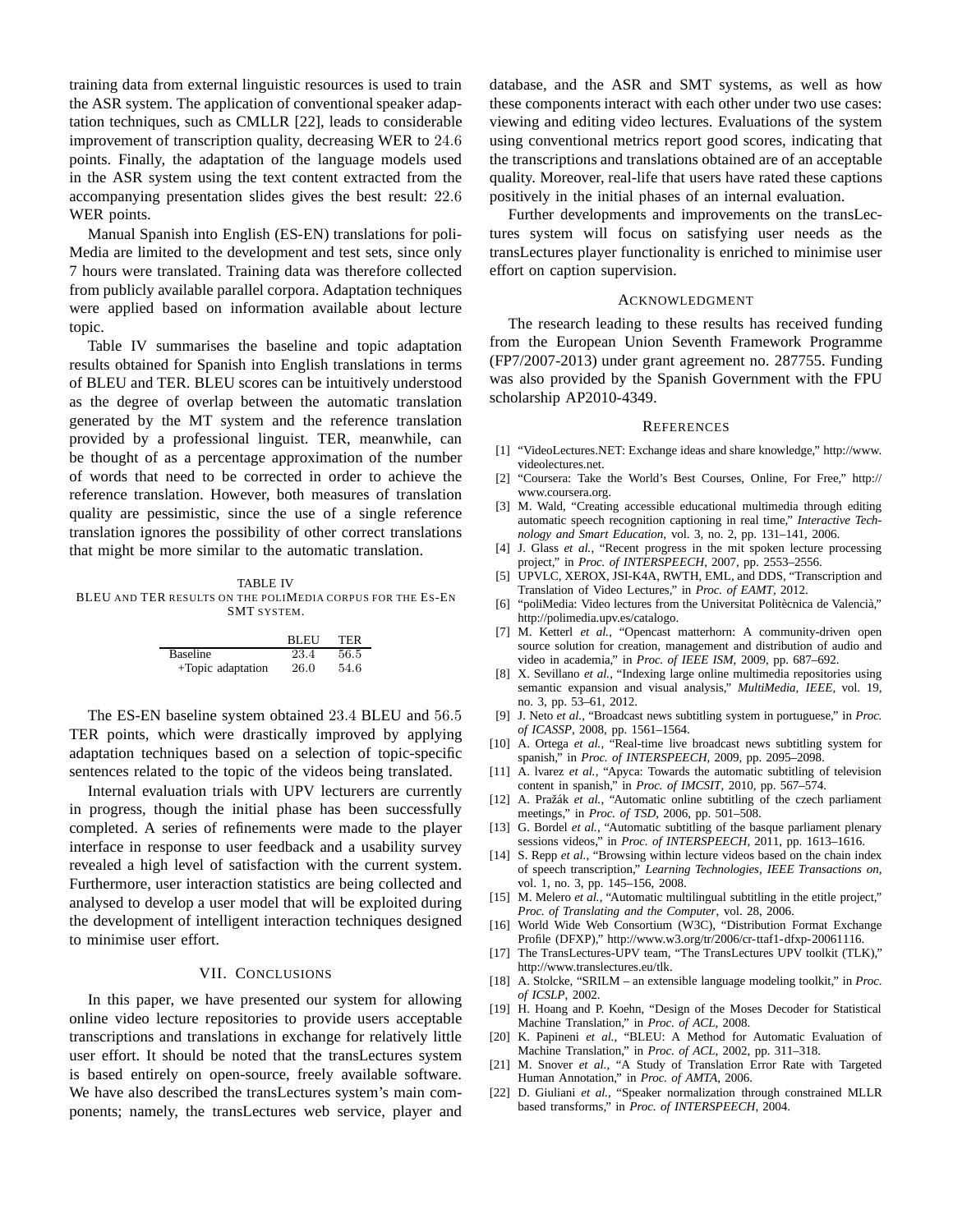training data from external linguistic resources is used to train the ASR system. The application of conventional speaker adaptation techniques, such as CMLLR [22], leads to considerable improvement of transcription quality, decreasing WER to 24.6 points. Finally, the adaptation of the language models used in the ASR system using the text content extracted from the accompanying presentation slides gives the best result: 22.6 WER points.

Manual Spanish into English (ES-EN) translations for poliMedia are limited to the development and test sets, since only 7 hours were translated. Training data was therefore collected from publicly available parallel corpora. Adaptation techniques were applied based on information available about lecture topic.

Table IV summarises the baseline and topic adaptation results obtained for Spanish into English translations in terms of BLEU and TER. BLEU scores can be intuitively understood as the degree of overlap between the automatic translation generated by the MT system and the reference translation provided by a professional linguist. TER, meanwhile, can be thought of as a percentage approximation of the number of words that need to be corrected in order to achieve the reference translation. However, both measures of translation quality are pessimistic, since the use of a single reference translation ignores the possibility of other correct translations that might be more similar to the automatic translation.

TABLE IV
BLEU AND TER RESULTS ON THE POLIMEDIA CORPUS FOR THE ES-EN SMT SYSTEM.

| | BLEU | TER |
|---|---|---|
| Baseline | 23.4 | 56.5 |
| +Topic adaptation | 26.0 | 54.6 |

The ES-EN baseline system obtained 23.4 BLEU and 56.5 TER points, which were drastically improved by applying adaptation techniques based on a selection of topic-specific sentences related to the topic of the videos being translated.

Internal evaluation trials with UPV lecturers are currently in progress, though the initial phase has been successfully completed. A series of refinements were made to the player interface in response to user feedback and a usability survey revealed a high level of satisfaction with the current system. Furthermore, user interaction statistics are being collected and analysed to develop a user model that will be exploited during the development of intelligent interaction techniques designed to minimise user effort.

## VII. CONCLUSIONS

In this paper, we have presented our system for allowing online video lecture repositories to provide users acceptable transcriptions and translations in exchange for relatively little user effort. It should be noted that the transLectures system is based entirely on open-source, freely available software. We have also described the transLectures system's main components; namely, the transLectures web service, player and database, and the ASR and SMT systems, as well as how these components interact with each other under two use cases: viewing and editing video lectures. Evaluations of the system using conventional metrics report good scores, indicating that the transcriptions and translations obtained are of an acceptable quality. Moreover, real-life that users have rated these captions positively in the initial phases of an internal evaluation.

Further developments and improvements on the transLectures system will focus on satisfying user needs as the transLectures player functionality is enriched to minimise user effort on caption supervision.

## ACKNOWLEDGMENT

The research leading to these results has received funding from the European Union Seventh Framework Programme (FP7/2007-2013) under grant agreement no. 287755. Funding was also provided by the Spanish Government with the FPU scholarship AP2010-4349.

## REFERENCES

[1] "VideoLectures.NET: Exchange ideas and share knowledge," http://www.videolectures.net.

[2] "Coursera: Take the World's Best Courses, Online, For Free," http://www.coursera.org.

[3] M. Wald, "Creating accessible educational multimedia through editing automatic speech recognition captioning in real time," *Interactive Technology and Smart Education*, vol. 3, no. 2, pp. 131–141, 2006.

[4] J. Glass *et al.*, "Recent progress in the mit spoken lecture processing project," in *Proc. of INTERSPEECH*, 2007, pp. 2553–2556.

[5] UPVLC, XEROX, JSI-K4A, RWTH, EML, and DDS, "Transcription and Translation of Video Lectures," in *Proc. of EAMT*, 2012.

[6] "poliMedia: Video lectures from the Universitat Politècnica de València," http://polimedia.upv.es/catalogo.

[7] M. Ketterl *et al.*, "Opencast matterhorn: A community-driven open source solution for creation, management and distribution of audio and video in academia," in *Proc. of IEEE ISM*, 2009, pp. 687–692.

[8] X. Sevillano *et al.*, "Indexing large online multimedia repositories using semantic expansion and visual analysis," *MultiMedia, IEEE*, vol. 19, no. 3, pp. 53–61, 2012.

[9] J. Neto *et al.*, "Broadcast news subtitling system in portuguese," in *Proc. of ICASSP*, 2008, pp. 1561–1564.

[10] A. Ortega *et al.*, "Real-time live broadcast news subtitling system for spanish," in *Proc. of INTERSPEECH*, 2009, pp. 2095–2098.

[11] A. lvarez *et al.*, "Apyca: Towards the automatic subtitling of television content in spanish," in *Proc. of IMCSIT*, 2010, pp. 567–574.

[12] A. Pražák *et al.*, "Automatic online subtitling of the czech parliament meetings," in *Proc. of TSD*, 2006, pp. 501–508.

[13] G. Bordel *et al.*, "Automatic subtitling of the basque parliament plenary sessions videos," in *Proc. of INTERSPEECH*, 2011, pp. 1613–1616.

[14] S. Repp *et al.*, "Browsing within lecture videos based on the chain index of speech transcription," *Learning Technologies, IEEE Transactions on*, vol. 1, no. 3, pp. 145–156, 2008.

[15] M. Melero *et al.*, "Automatic multilingual subtitling in the etitle project," *Proc. of Translating and the Computer*, vol. 28, 2006.

[16] World Wide Web Consortium (W3C), "Distribution Format Exchange Profile (DFXP)," http://www.w3.org/tr/2006/cr-ttaf1-dfxp-20061116.

[17] The TransLectures-UPV team, "The TransLectures UPV toolkit (TLK)," http://www.translectures.eu/tlk.

[18] A. Stolcke, "SRILM – an extensible language modeling toolkit," in *Proc. of ICSLP*, 2002.

[19] H. Hoang and P. Koehn, "Design of the Moses Decoder for Statistical Machine Translation," in *Proc. of ACL*, 2008.

[20] K. Papineni *et al.*, "BLEU: A Method for Automatic Evaluation of Machine Translation," in *Proc. of ACL*, 2002, pp. 311–318.

[21] M. Snover *et al.*, "A Study of Translation Error Rate with Targeted Human Annotation," in *Proc. of AMTA*, 2006.

[22] D. Giuliani *et al.*, "Speaker normalization through constrained MLLR based transforms," in *Proc. of INTERSPEECH*, 2004.